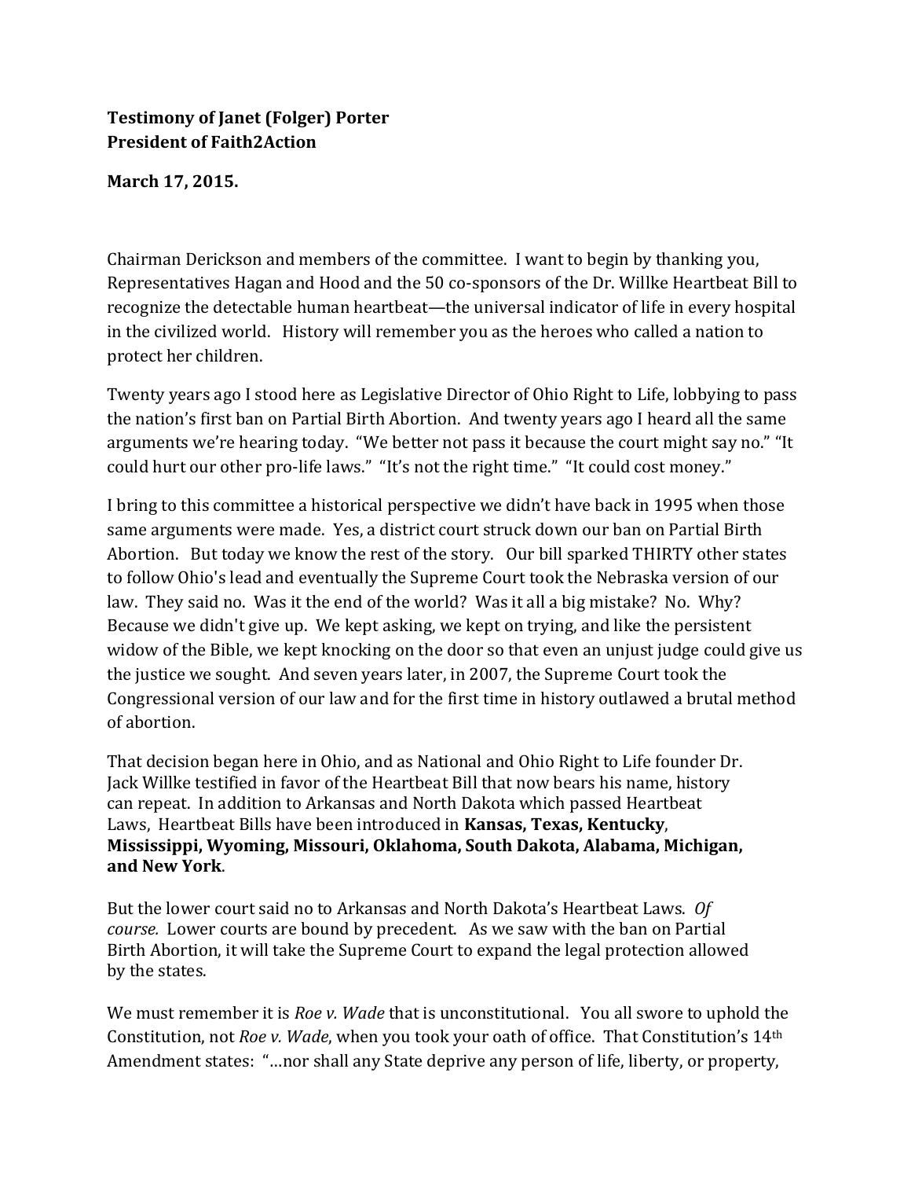**Testimony of Janet (Folger) Porter**
**President of Faith2Action**

**March 17, 2015.**

Chairman Derickson and members of the committee. I want to begin by thanking you, Representatives Hagan and Hood and the 50 co-sponsors of the Dr. Willke Heartbeat Bill to recognize the detectable human heartbeat—the universal indicator of life in every hospital in the civilized world. History will remember you as the heroes who called a nation to protect her children.

Twenty years ago I stood here as Legislative Director of Ohio Right to Life, lobbying to pass the nation's first ban on Partial Birth Abortion. And twenty years ago I heard all the same arguments we're hearing today. "We better not pass it because the court might say no." "It could hurt our other pro-life laws." "It's not the right time." "It could cost money."

I bring to this committee a historical perspective we didn't have back in 1995 when those same arguments were made. Yes, a district court struck down our ban on Partial Birth Abortion. But today we know the rest of the story. Our bill sparked THIRTY other states to follow Ohio's lead and eventually the Supreme Court took the Nebraska version of our law. They said no. Was it the end of the world? Was it all a big mistake? No. Why? Because we didn't give up. We kept asking, we kept on trying, and like the persistent widow of the Bible, we kept knocking on the door so that even an unjust judge could give us the justice we sought. And seven years later, in 2007, the Supreme Court took the Congressional version of our law and for the first time in history outlawed a brutal method of abortion.

That decision began here in Ohio, and as National and Ohio Right to Life founder Dr. Jack Willke testified in favor of the Heartbeat Bill that now bears his name, history can repeat. In addition to Arkansas and North Dakota which passed Heartbeat Laws, Heartbeat Bills have been introduced in **Kansas, Texas, Kentucky**, **Mississippi, Wyoming, Missouri, Oklahoma, South Dakota, Alabama, Michigan, and New York**.

But the lower court said no to Arkansas and North Dakota's Heartbeat Laws. *Of course.* Lower courts are bound by precedent. As we saw with the ban on Partial Birth Abortion, it will take the Supreme Court to expand the legal protection allowed by the states.

We must remember it is *Roe v. Wade* that is unconstitutional. You all swore to uphold the Constitution, not *Roe v. Wade*, when you took your oath of office. That Constitution's 14th Amendment states: "…nor shall any State deprive any person of life, liberty, or property,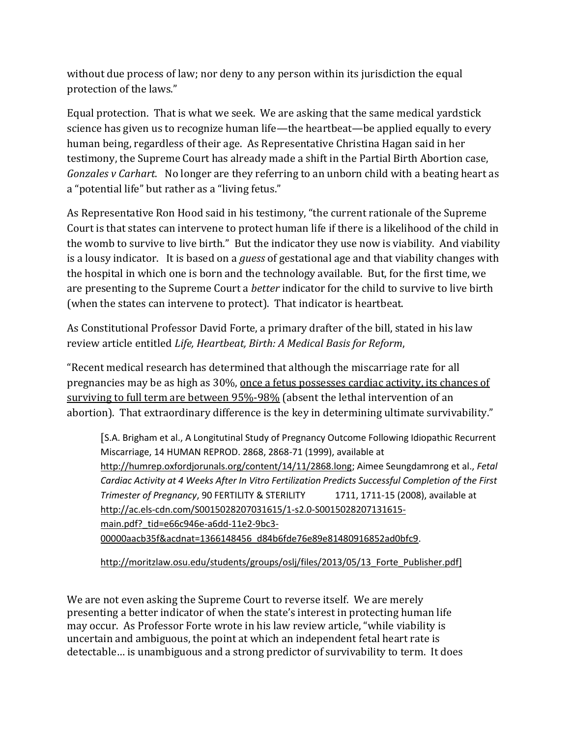without due process of law; nor deny to any person within its jurisdiction the equal protection of the laws."

Equal protection. That is what we seek. We are asking that the same medical yardstick science has given us to recognize human life—the heartbeat—be applied equally to every human being, regardless of their age. As Representative Christina Hagan said in her testimony, the Supreme Court has already made a shift in the Partial Birth Abortion case, *Gonzales v Carhart*. No longer are they referring to an unborn child with a beating heart as a "potential life" but rather as a "living fetus."

As Representative Ron Hood said in his testimony, "the current rationale of the Supreme Court is that states can intervene to protect human life if there is a likelihood of the child in the womb to survive to live birth." But the indicator they use now is viability. And viability is a lousy indicator. It is based on a *guess* of gestational age and that viability changes with the hospital in which one is born and the technology available. But, for the first time, we are presenting to the Supreme Court a *better* indicator for the child to survive to live birth (when the states can intervene to protect). That indicator is heartbeat.

As Constitutional Professor David Forte, a primary drafter of the bill, stated in his law review article entitled *Life, Heartbeat, Birth: A Medical Basis for Reform*,

"Recent medical research has determined that although the miscarriage rate for all pregnancies may be as high as 30%, <u>once a fetus possesses cardiac activity, its chances of surviving to full term are between 95%-98%</u> (absent the lethal intervention of an abortion). That extraordinary difference is the key in determining ultimate survivability."

> [S.A. Brigham et al., A Longitutinal Study of Pregnancy Outcome Following Idiopathic Recurrent Miscarriage, 14 HUMAN REPROD. 2868, 2868-71 (1999), available at <u>http://humrep.oxfordjorunals.org/content/14/11/2868.long</u>; Aimee Seungdamrong et al., *Fetal Cardiac Activity at 4 Weeks After In Vitro Fertilization Predicts Successful Completion of the First Trimester of Pregnancy*, 90 FERTILITY & STERILITY 1711, 1711-15 (2008), available at <u>http://ac.els-cdn.com/S0015028207031615/1-s2.0-S0015028207131615-main.pdf?_tid=e66c946e-a6dd-11e2-9bc3-00000aacb35f&acdnat=1366148456_d84b6fde76e89e81480916852ad0bfc9</u>.
>
> <u>http://moritzlaw.osu.edu/students/groups/oslj/files/2013/05/13_Forte_Publisher.pdf]</u>

We are not even asking the Supreme Court to reverse itself. We are merely presenting a better indicator of when the state's interest in protecting human life may occur. As Professor Forte wrote in his law review article, "while viability is uncertain and ambiguous, the point at which an independent fetal heart rate is detectable… is unambiguous and a strong predictor of survivability to term. It does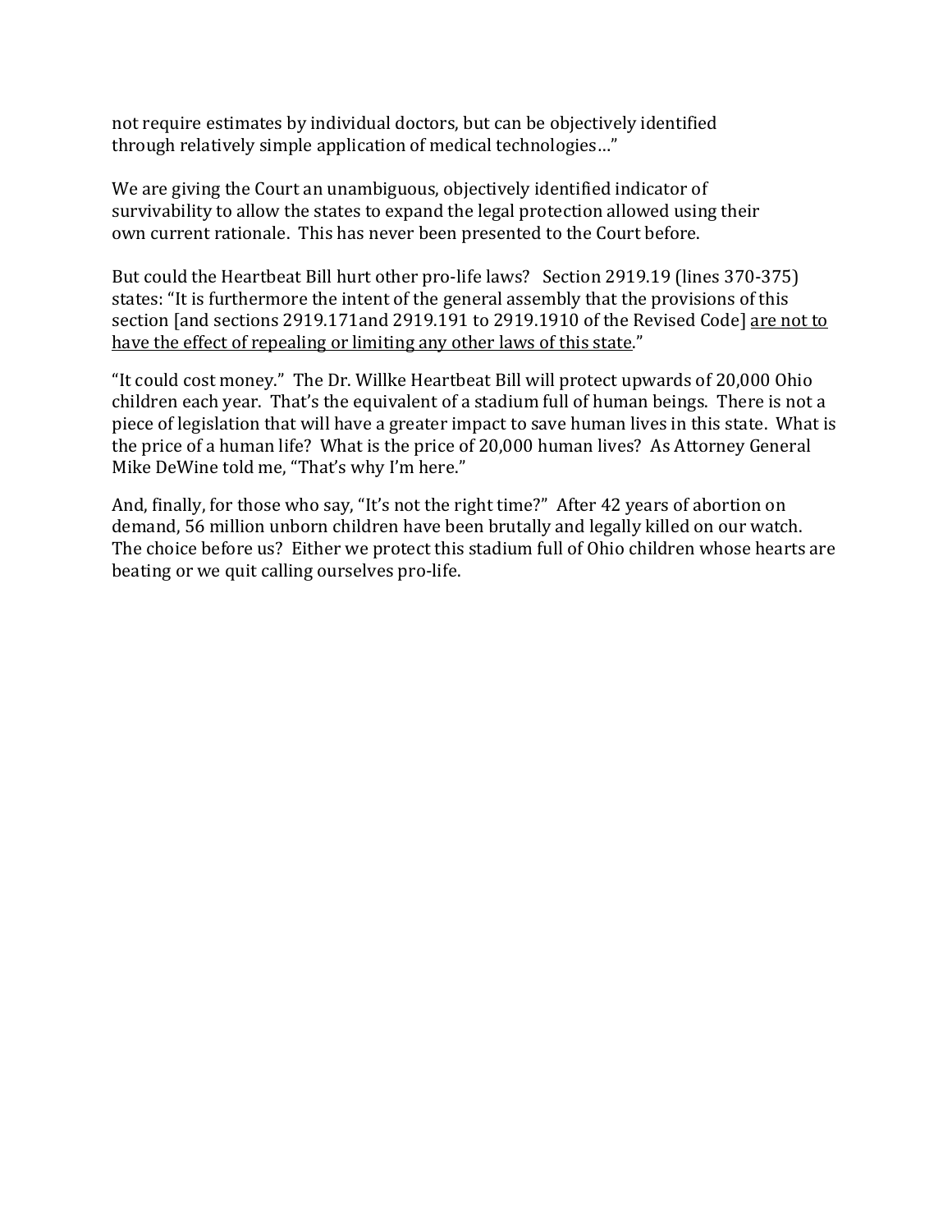not require estimates by individual doctors, but can be objectively identified through relatively simple application of medical technologies…"

We are giving the Court an unambiguous, objectively identified indicator of survivability to allow the states to expand the legal protection allowed using their own current rationale. This has never been presented to the Court before.

But could the Heartbeat Bill hurt other pro-life laws? Section 2919.19 (lines 370-375) states: "It is furthermore the intent of the general assembly that the provisions of this section [and sections 2919.171and 2919.191 to 2919.1910 of the Revised Code] <u>are not to have the effect of repealing or limiting any other laws of this state</u>."

"It could cost money." The Dr. Willke Heartbeat Bill will protect upwards of 20,000 Ohio children each year. That's the equivalent of a stadium full of human beings. There is not a piece of legislation that will have a greater impact to save human lives in this state. What is the price of a human life? What is the price of 20,000 human lives? As Attorney General Mike DeWine told me, "That's why I'm here."

And, finally, for those who say, "It's not the right time?" After 42 years of abortion on demand, 56 million unborn children have been brutally and legally killed on our watch. The choice before us? Either we protect this stadium full of Ohio children whose hearts are beating or we quit calling ourselves pro-life.